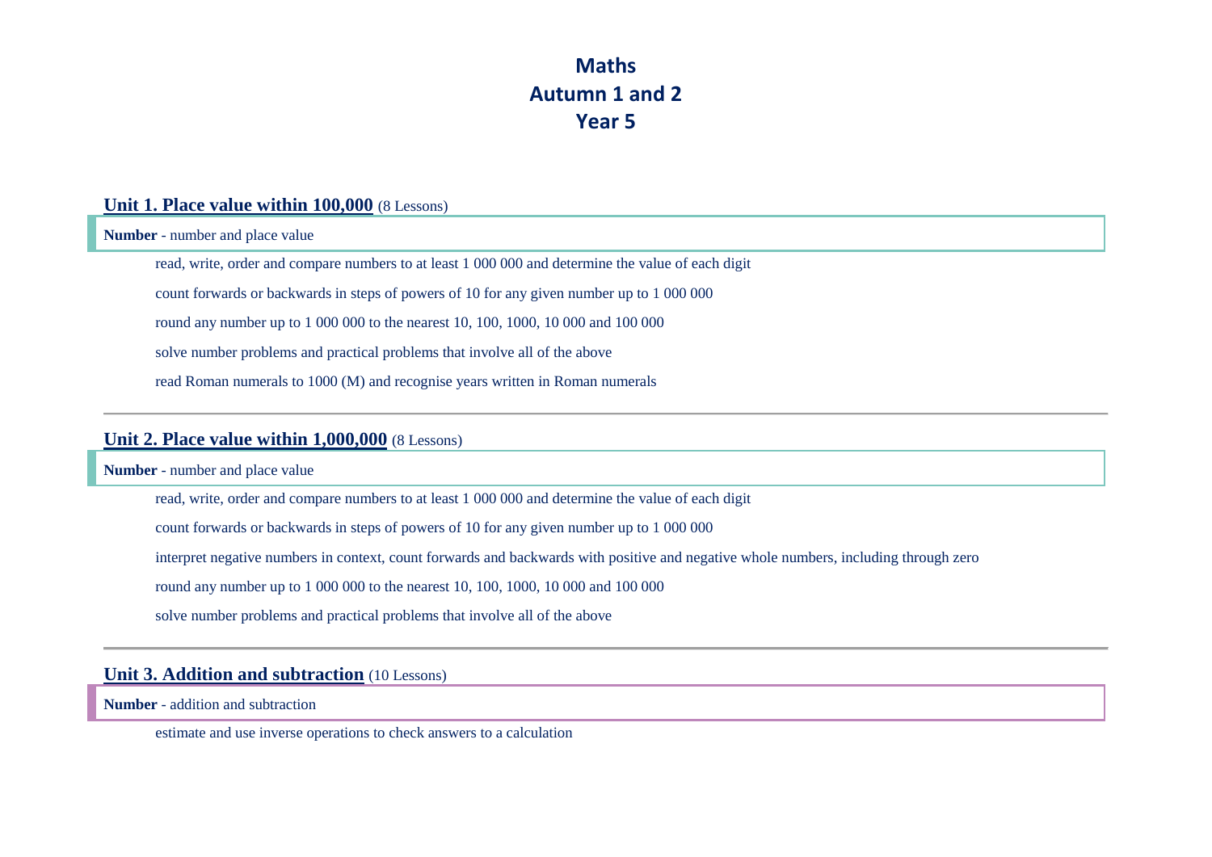# Maths
# Autumn 1 and 2
# Year 5

## Unit 1. Place value within 100,000 (8 Lessons)

**Number** - number and place value

- read, write, order and compare numbers to at least 1 000 000 and determine the value of each digit
- count forwards or backwards in steps of powers of 10 for any given number up to 1 000 000
- round any number up to 1 000 000 to the nearest 10, 100, 1000, 10 000 and 100 000
- solve number problems and practical problems that involve all of the above
- read Roman numerals to 1000 (M) and recognise years written in Roman numerals

---

## Unit 2. Place value within 1,000,000 (8 Lessons)

**Number** - number and place value

- read, write, order and compare numbers to at least 1 000 000 and determine the value of each digit
- count forwards or backwards in steps of powers of 10 for any given number up to 1 000 000
- interpret negative numbers in context, count forwards and backwards with positive and negative whole numbers, including through zero
- round any number up to 1 000 000 to the nearest 10, 100, 1000, 10 000 and 100 000
- solve number problems and practical problems that involve all of the above

---

## Unit 3. Addition and subtraction (10 Lessons)

**Number** - addition and subtraction

- estimate and use inverse operations to check answers to a calculation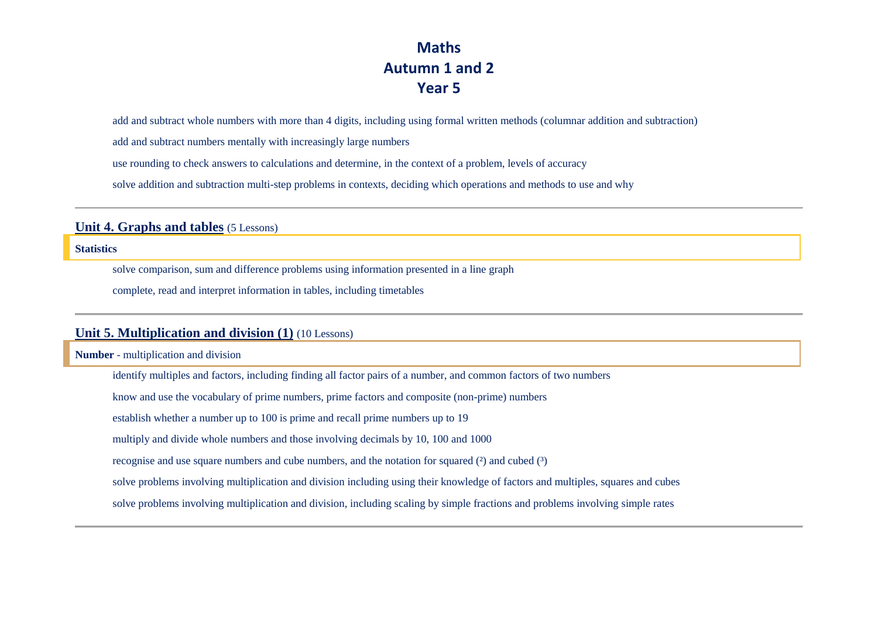# Maths
# Autumn 1 and 2
# Year 5

- add and subtract whole numbers with more than 4 digits, including using formal written methods (columnar addition and subtraction)
- add and subtract numbers mentally with increasingly large numbers
- use rounding to check answers to calculations and determine, in the context of a problem, levels of accuracy
- solve addition and subtraction multi-step problems in contexts, deciding which operations and methods to use and why

---

## Unit 4. Graphs and tables (5 Lessons)

**Statistics**

- solve comparison, sum and difference problems using information presented in a line graph
- complete, read and interpret information in tables, including timetables

---

## Unit 5. Multiplication and division (1) (10 Lessons)

**Number** - multiplication and division

- identify multiples and factors, including finding all factor pairs of a number, and common factors of two numbers
- know and use the vocabulary of prime numbers, prime factors and composite (non-prime) numbers
- establish whether a number up to 100 is prime and recall prime numbers up to 19
- multiply and divide whole numbers and those involving decimals by 10, 100 and 1000
- recognise and use square numbers and cube numbers, and the notation for squared ($^2$) and cubed ($^3$)
- solve problems involving multiplication and division including using their knowledge of factors and multiples, squares and cubes
- solve problems involving multiplication and division, including scaling by simple fractions and problems involving simple rates

---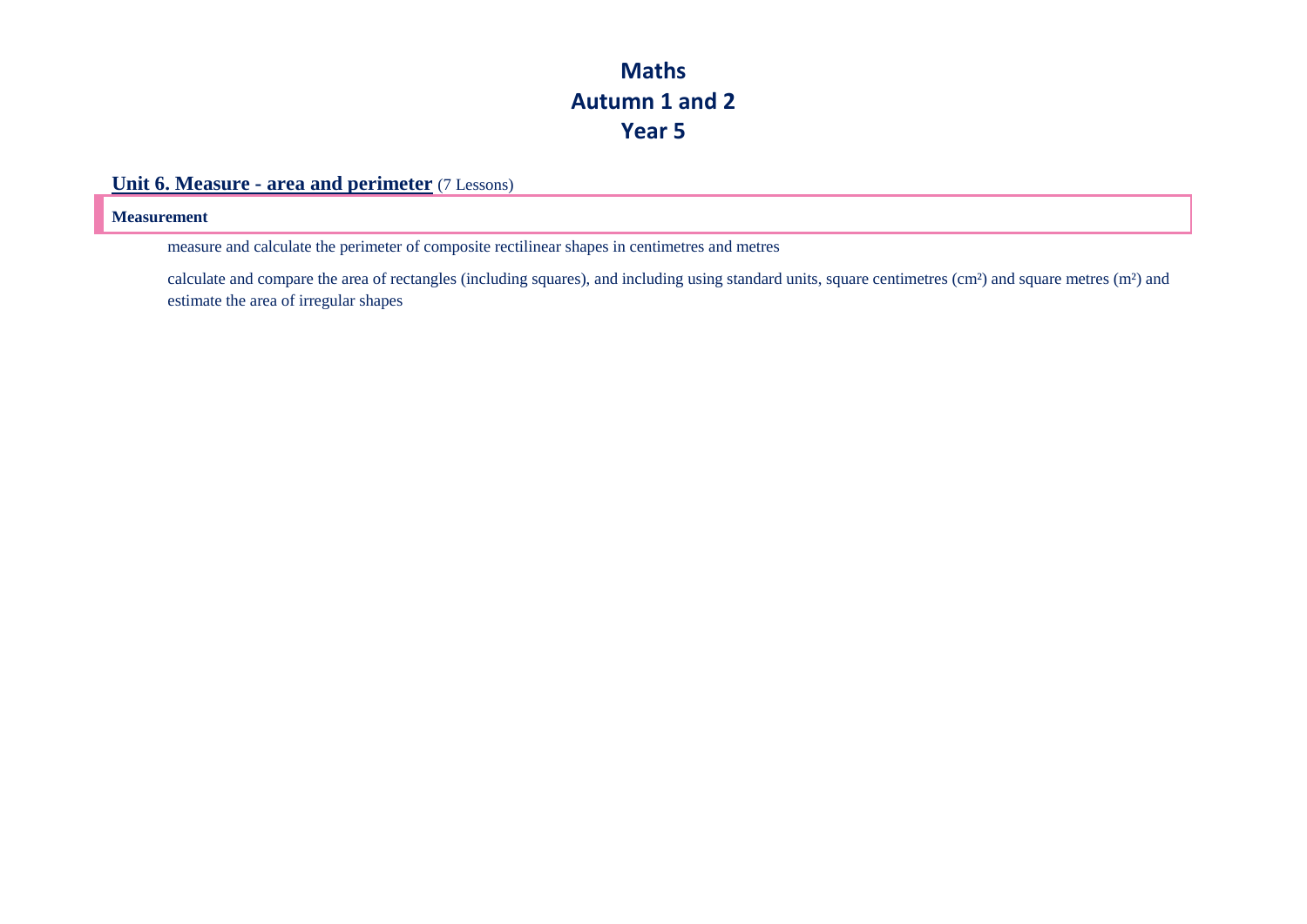# Maths
# Autumn 1 and 2
# Year 5

## Unit 6. Measure - area and perimeter (7 Lessons)

**Measurement**

measure and calculate the perimeter of composite rectilinear shapes in centimetres and metres

calculate and compare the area of rectangles (including squares), and including using standard units, square centimetres ($cm^2$) and square metres ($m^2$) and estimate the area of irregular shapes